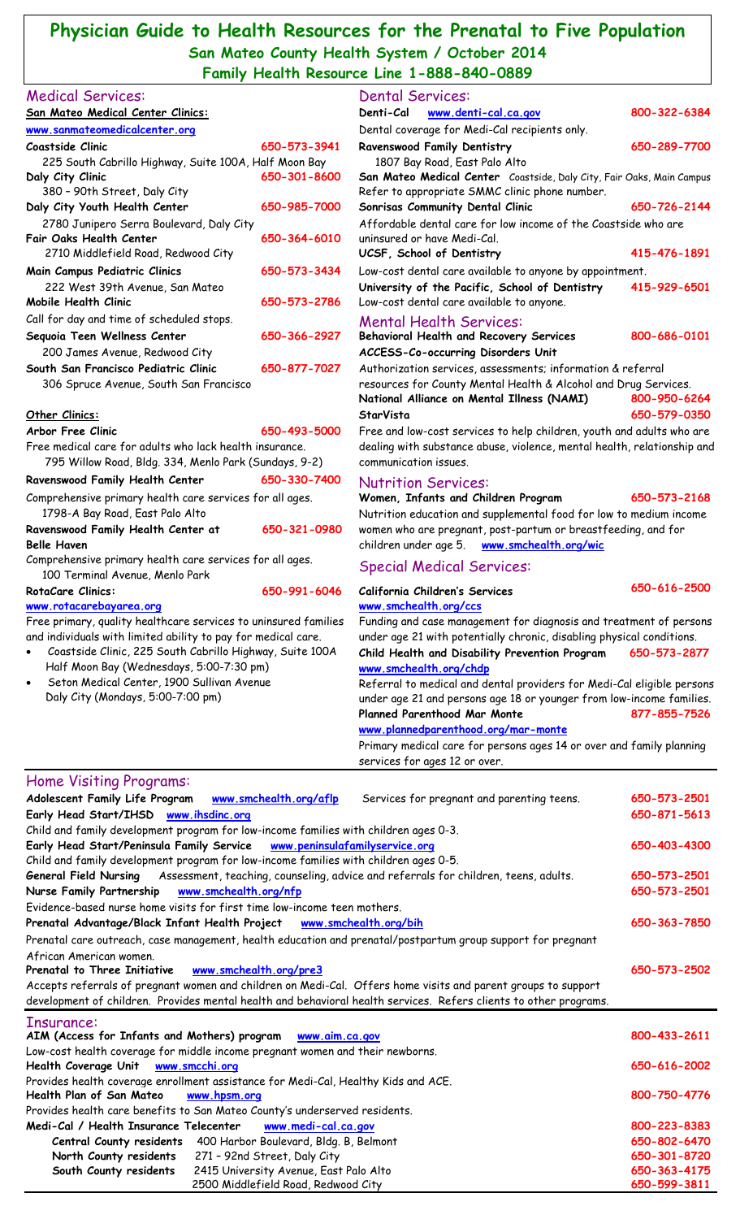# Physician Guide to Health Resources for the Prenatal to Five Population

## San Mateo County Health System / October 2014

## Family Health Resource Line 1-888-840-0889

## Medical Services:

**San Mateo Medical Center Clinics:**

www.sanmateomedicalcenter.org

**Coastside Clinic** 650-573-3941
225 South Cabrillo Highway, Suite 100A, Half Moon Bay

**Daly City Clinic** 650-301-8600
380 – 90th Street, Daly City

**Daly City Youth Health Center** 650-985-7000
2780 Junipero Serra Boulevard, Daly City

**Fair Oaks Health Center** 650-364-6010
2710 Middlefield Road, Redwood City

**Main Campus Pediatric Clinics** 650-573-3434
222 West 39th Avenue, San Mateo

**Mobile Health Clinic** 650-573-2786
Call for day and time of scheduled stops.

**Sequoia Teen Wellness Center** 650-366-2927
200 James Avenue, Redwood City

**South San Francisco Pediatric Clinic** 650-877-7027
306 Spruce Avenue, South San Francisco

**Other Clinics:**

**Arbor Free Clinic** 650-493-5000
Free medical care for adults who lack health insurance.
795 Willow Road, Bldg. 334, Menlo Park (Sundays, 9-2)

**Ravenswood Family Health Center** 650-330-7400
Comprehensive primary health care services for all ages.
1798-A Bay Road, East Palo Alto

**Ravenswood Family Health Center at Belle Haven** 650-321-0980
Comprehensive primary health care services for all ages.
100 Terminal Avenue, Menlo Park

**RotaCare Clinics:** 650-991-6046
www.rotacarebayarea.org
Free primary, quality healthcare services to uninsured families and individuals with limited ability to pay for medical care.

- Coastside Clinic, 225 South Cabrillo Highway, Suite 100A Half Moon Bay (Wednesdays, 5:00-7:30 pm)
- Seton Medical Center, 1900 Sullivan Avenue Daly City (Mondays, 5:00-7:00 pm)

## Dental Services:

**Denti-Cal** www.denti-cal.ca.gov 800-322-6384
Dental coverage for Medi-Cal recipients only.

**Ravenswood Family Dentistry** 650-289-7700
1807 Bay Road, East Palo Alto

**San Mateo Medical Center** Coastside, Daly City, Fair Oaks, Main Campus
Refer to appropriate SMMC clinic phone number.

**Sonrisas Community Dental Clinic** 650-726-2144
Affordable dental care for low income of the Coastside who are uninsured or have Medi-Cal.

**UCSF, School of Dentistry** 415-476-1891
Low-cost dental care available to anyone by appointment.

**University of the Pacific, School of Dentistry** 415-929-6501
Low-cost dental care available to anyone.

## Mental Health Services:

**Behavioral Health and Recovery Services** 800-686-0101
**ACCESS-Co-occurring Disorders Unit**
Authorization services, assessments; information & referral resources for County Mental Health & Alcohol and Drug Services.

**National Alliance on Mental Illness (NAMI)** 800-950-6264

**StarVista** 650-579-0350
Free and low-cost services to help children, youth and adults who are dealing with substance abuse, violence, mental health, relationship and communication issues.

## Nutrition Services:

**Women, Infants and Children Program** 650-573-2168
Nutrition education and supplemental food for low to medium income women who are pregnant, post-partum or breastfeeding, and for children under age 5. www.smchealth.org/wic

## Special Medical Services:

**California Children's Services** 650-616-2500
www.smchealth.org/ccs
Funding and case management for diagnosis and treatment of persons under age 21 with potentially chronic, disabling physical conditions.

**Child Health and Disability Prevention Program** 650-573-2877
www.smchealth.org/chdp
Referral to medical and dental providers for Medi-Cal eligible persons under age 21 and persons age 18 or younger from low-income families.

**Planned Parenthood Mar Monte** 877-855-7526
www.plannedparenthood.org/mar-monte
Primary medical care for persons ages 14 or over and family planning services for ages 12 or over.

## Home Visiting Programs:

**Adolescent Family Life Program** www.smchealth.org/aflp Services for pregnant and parenting teens. 650-573-2501

**Early Head Start/IHSD** www.ihsdinc.org 650-871-5613
Child and family development program for low-income families with children ages 0-3.

**Early Head Start/Peninsula Family Service** www.peninsulafamilyservice.org 650-403-4300
Child and family development program for low-income families with children ages 0-5.

**General Field Nursing** Assessment, teaching, counseling, advice and referrals for children, teens, adults. 650-573-2501

**Nurse Family Partnership** www.smchealth.org/nfp 650-573-2501
Evidence-based nurse home visits for first time low-income teen mothers.

**Prenatal Advantage/Black Infant Health Project** www.smchealth.org/bih 650-363-7850
Prenatal care outreach, case management, health education and prenatal/postpartum group support for pregnant African American women.

**Prenatal to Three Initiative** www.smchealth.org/pre3 650-573-2502
Accepts referrals of pregnant women and children on Medi-Cal. Offers home visits and parent groups to support development of children. Provides mental health and behavioral health services. Refers clients to other programs.

## Insurance:

**AIM (Access for Infants and Mothers) program** www.aim.ca.gov 800-433-2611
Low-cost health coverage for middle income pregnant women and their newborns.

**Health Coverage Unit** www.smcchi.org 650-616-2002
Provides health coverage enrollment assistance for Medi-Cal, Healthy Kids and ACE.

**Health Plan of San Mateo** www.hpsm.org 800-750-4776
Provides health care benefits to San Mateo County's underserved residents.

**Medi-Cal / Health Insurance Telecenter** www.medi-cal.ca.gov 800-223-8383

| | | |
|---|---|---|
| **Central County residents** | 400 Harbor Boulevard, Bldg. B, Belmont | 650-802-6470 |
| **North County residents** | 271 – 92nd Street, Daly City | 650-301-8720 |
| **South County residents** | 2415 University Avenue, East Palo Alto | 650-363-4175 |
| | 2500 Middlefield Road, Redwood City | 650-599-3811 |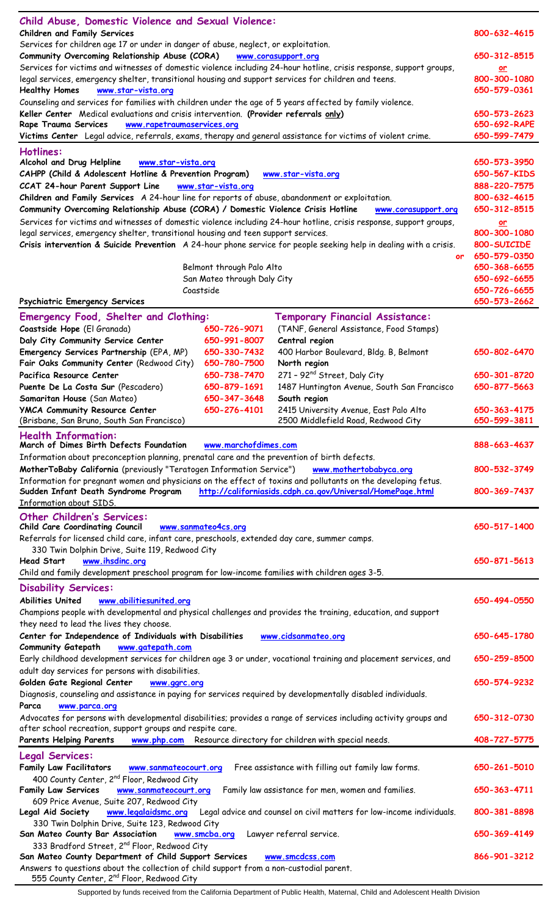## Child Abuse, Domestic Violence and Sexual Violence:

**Children and Family Services** — 800-632-4615
Services for children age 17 or under in danger of abuse, neglect, or exploitation.

**Community Overcoming Relationship Abuse (CORA)** www.corasupport.org — 650-312-8515 or 800-300-1080
Services for victims and witnesses of domestic violence including 24-hour hotline, crisis response, support groups, legal services, emergency shelter, transitional housing and support services for children and teens.

**Healthy Homes** www.star-vista.org — 650-579-0361
Counseling and services for families with children under the age of 5 years affected by family violence.

**Keller Center** Medical evaluations and crisis intervention. **(Provider referrals only)** — 650-573-2623

**Rape Trauma Services** www.rapetraumaservices.org — 650-692-RAPE

**Victims Center** Legal advice, referrals, exams, therapy and general assistance for victims of violent crime. — 650-599-7479

## Hotlines:

**Alcohol and Drug Helpline** www.star-vista.org — 650-573-3950

**CAHPP (Child & Adolescent Hotline & Prevention Program)** www.star-vista.org — 650-567-KIDS

**CCAT 24-hour Parent Support Line** www.star-vista.org — 888-220-7575

**Children and Family Services** A 24-hour line for reports of abuse, abandonment or exploitation. — 800-632-4615

**Community Overcoming Relationship Abuse (CORA) / Domestic Violence Crisis Hotline** www.corasupport.org — 650-312-8515 or 800-300-1080
Services for victims and witnesses of domestic violence including 24-hour hotline, crisis response, support groups, legal services, emergency shelter, transitional housing and teen support services.

**Crisis intervention & Suicide Prevention** A 24-hour phone service for people seeking help in dealing with a crisis. — 800-SUICIDE or 650-579-0350

- Belmont through Palo Alto — 650-368-6655
- San Mateo through Daly City — 650-692-6655
- Coastside — 650-726-6655

**Psychiatric Emergency Services** — 650-573-2662

## Emergency Food, Shelter and Clothing:

| | |
|---|---|
| **Coastside Hope** (El Granada) | 650-726-9071 |
| **Daly City Community Service Center** | 650-991-8007 |
| **Emergency Services Partnership** (EPA, MP) | 650-330-7432 |
| **Fair Oaks Community Center** (Redwood City) | 650-780-7500 |
| **Pacifica Resource Center** | 650-738-7470 |
| **Puente De La Costa Sur** (Pescadero) | 650-879-1691 |
| **Samaritan House** (San Mateo) | 650-347-3648 |
| **YMCA Community Resource Center** (Brisbane, San Bruno, South San Francisco) | 650-276-4101 |

## Temporary Financial Assistance:

(TANF, General Assistance, Food Stamps)

| | |
|---|---|
| **Central region** | |
| 400 Harbor Boulevard, Bldg. B, Belmont | 650-802-6470 |
| **North region** | |
| 271 – 92nd Street, Daly City | 650-301-8720 |
| 1487 Huntington Avenue, South San Francisco | 650-877-5663 |
| **South region** | |
| 2415 University Avenue, East Palo Alto | 650-363-4175 |
| 2500 Middlefield Road, Redwood City | 650-599-3811 |

## Health Information:

**March of Dimes Birth Defects Foundation** www.marchofdimes.com — 888-663-4637
Information about preconception planning, prenatal care and the prevention of birth defects.

**MotherToBaby California** (previously "Teratogen Information Service") www.mothertobabyca.org — 800-532-3749
Information for pregnant women and physicians on the effect of toxins and pollutants on the developing fetus.

**Sudden Infant Death Syndrome Program** http://californiasids.cdph.ca.gov/Universal/HomePage.html — 800-369-7437
Information about SIDS.

## Other Children's Services:

**Child Care Coordinating Council** www.sanmateo4cs.org — 650-517-1400
Referrals for licensed child care, infant care, preschools, extended day care, summer camps.
330 Twin Dolphin Drive, Suite 119, Redwood City

**Head Start** www.ihsdinc.org — 650-871-5613
Child and family development preschool program for low-income families with children ages 3-5.

## Disability Services:

**Abilities United** www.abilitiesunited.org — 650-494-0550
Champions people with developmental and physical challenges and provides the training, education, and support they need to lead the lives they choose.

**Center for Independence of Individuals with Disabilities** www.cidsanmateo.org — 650-645-1780

**Community Gatepath** www.gatepath.com — 650-259-8500
Early childhood development services for children age 3 or under, vocational training and placement services, and adult day services for persons with disabilities.

**Golden Gate Regional Center** www.ggrc.org — 650-574-9232
Diagnosis, counseling and assistance in paying for services required by developmentally disabled individuals.

**Parca** www.parca.org — 650-312-0730
Advocates for persons with developmental disabilities; provides a range of services including activity groups and after school recreation, support groups and respite care.

**Parents Helping Parents** www.php.com Resource directory for children with special needs. — 408-727-5775

## Legal Services:

**Family Law Facilitators** www.sanmateocourt.org Free assistance with filling out family law forms. — 650-261-5010
400 County Center, 2nd Floor, Redwood City

**Family Law Services** www.sanmateocourt.org Family law assistance for men, women and families. — 650-363-4711
609 Price Avenue, Suite 207, Redwood City

**Legal Aid Society** www.legalaidsmc.org Legal advice and counsel on civil matters for low-income individuals. — 800-381-8898
330 Twin Dolphin Drive, Suite 123, Redwood City

**San Mateo County Bar Association** www.smcba.org Lawyer referral service. — 650-369-4149
333 Bradford Street, 2nd Floor, Redwood City

**San Mateo County Department of Child Support Services** www.smcdcss.com — 866-901-3212
Answers to questions about the collection of child support from a non-custodial parent.
555 County Center, 2nd Floor, Redwood City

Supported by funds received from the California Department of Public Health, Maternal, Child and Adolescent Health Division